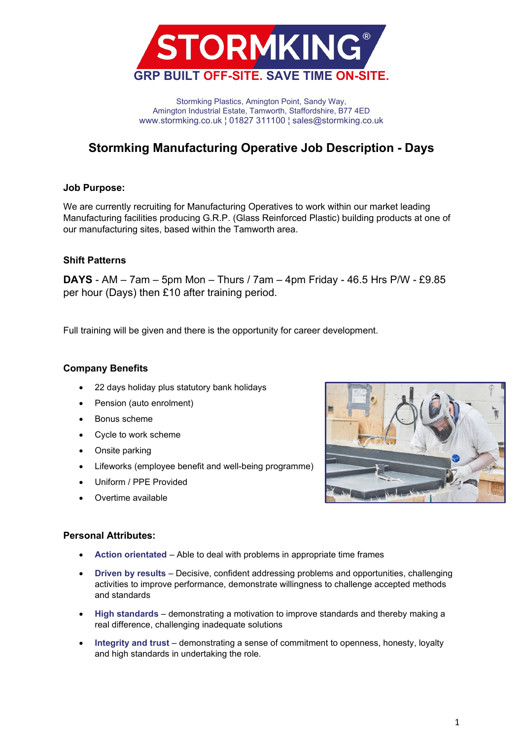**STORMKING®**

GRP BUILT OFF-SITE. SAVE TIME ON-SITE.

Stormking Plastics, Amington Point, Sandy Way,
Amington Industrial Estate, Tamworth, Staffordshire, B77 4ED
www.stormking.co.uk ¦ 01827 311100 ¦ sales@stormking.co.uk

# Stormking Manufacturing Operative Job Description - Days

### Job Purpose:

We are currently recruiting for Manufacturing Operatives to work within our market leading Manufacturing facilities producing G.R.P. (Glass Reinforced Plastic) building products at one of our manufacturing sites, based within the Tamworth area.

### Shift Patterns

**DAYS** - AM – 7am – 5pm Mon – Thurs / 7am – 4pm Friday - 46.5 Hrs P/W - £9.85 per hour (Days) then £10 after training period.

Full training will be given and there is the opportunity for career development.

### Company Benefits

- 22 days holiday plus statutory bank holidays
- Pension (auto enrolment)
- Bonus scheme
- Cycle to work scheme
- Onsite parking
- Lifeworks (employee benefit and well-being programme)
- Uniform / PPE Provided
- Overtime available

### Personal Attributes:

- **Action orientated** – Able to deal with problems in appropriate time frames
- **Driven by results** – Decisive, confident addressing problems and opportunities, challenging activities to improve performance, demonstrate willingness to challenge accepted methods and standards
- **High standards** – demonstrating a motivation to improve standards and thereby making a real difference, challenging inadequate solutions
- **Integrity and trust** – demonstrating a sense of commitment to openness, honesty, loyalty and high standards in undertaking the role.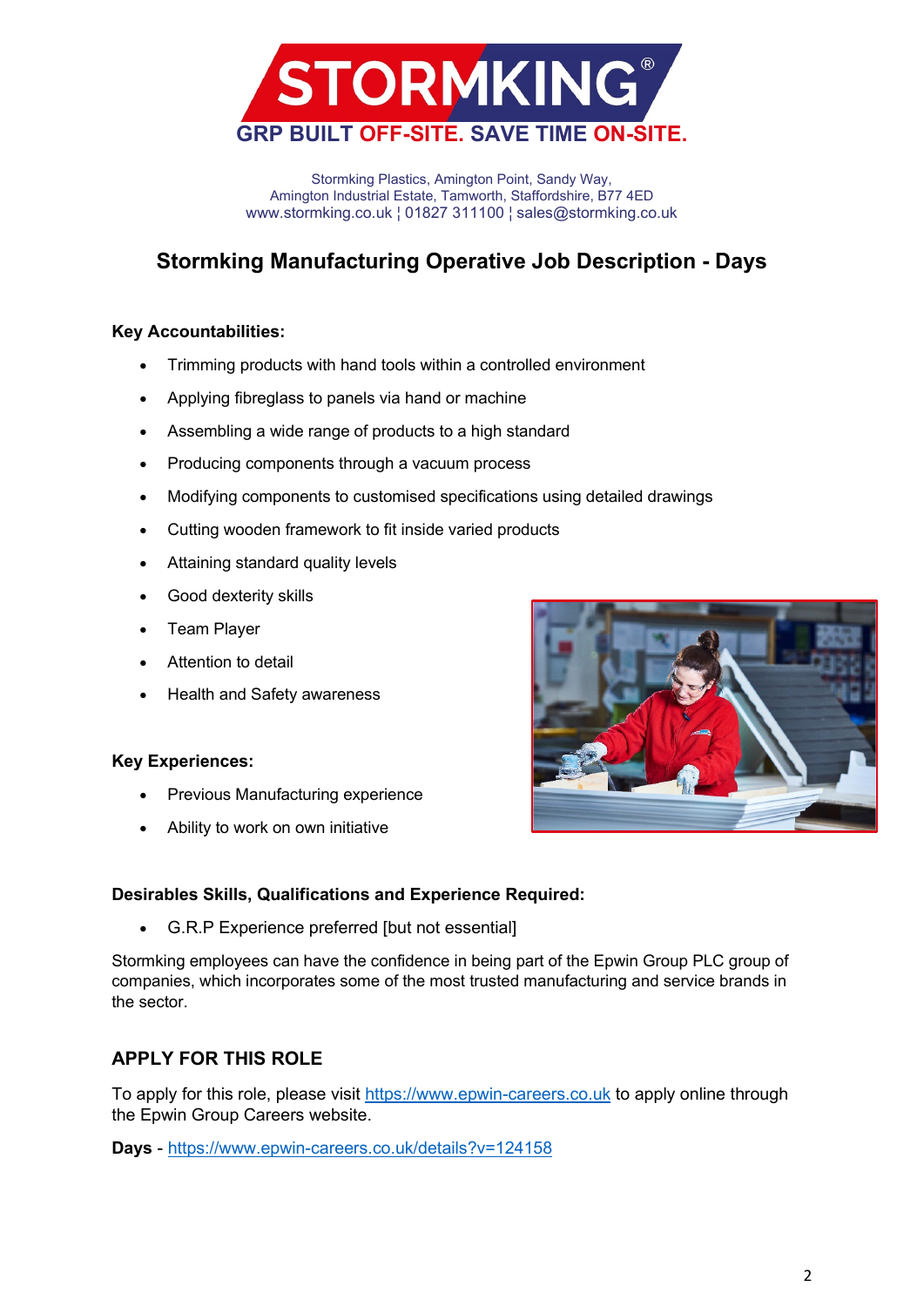STORMKING®

GRP BUILT OFF-SITE. SAVE TIME ON-SITE.

Stormking Plastics, Amington Point, Sandy Way,
Amington Industrial Estate, Tamworth, Staffordshire, B77 4ED
www.stormking.co.uk ¦ 01827 311100 ¦ sales@stormking.co.uk

## Stormking Manufacturing Operative Job Description - Days

**Key Accountabilities:**

- Trimming products with hand tools within a controlled environment
- Applying fibreglass to panels via hand or machine
- Assembling a wide range of products to a high standard
- Producing components through a vacuum process
- Modifying components to customised specifications using detailed drawings
- Cutting wooden framework to fit inside varied products
- Attaining standard quality levels
- Good dexterity skills
- Team Player
- Attention to detail
- Health and Safety awareness

**Key Experiences:**

- Previous Manufacturing experience
- Ability to work on own initiative

**Desirables Skills, Qualifications and Experience Required:**

- G.R.P Experience preferred [but not essential]

Stormking employees can have the confidence in being part of the Epwin Group PLC group of companies, which incorporates some of the most trusted manufacturing and service brands in the sector.

### APPLY FOR THIS ROLE

To apply for this role, please visit https://www.epwin-careers.co.uk to apply online through the Epwin Group Careers website.

**Days** - https://www.epwin-careers.co.uk/details?v=124158